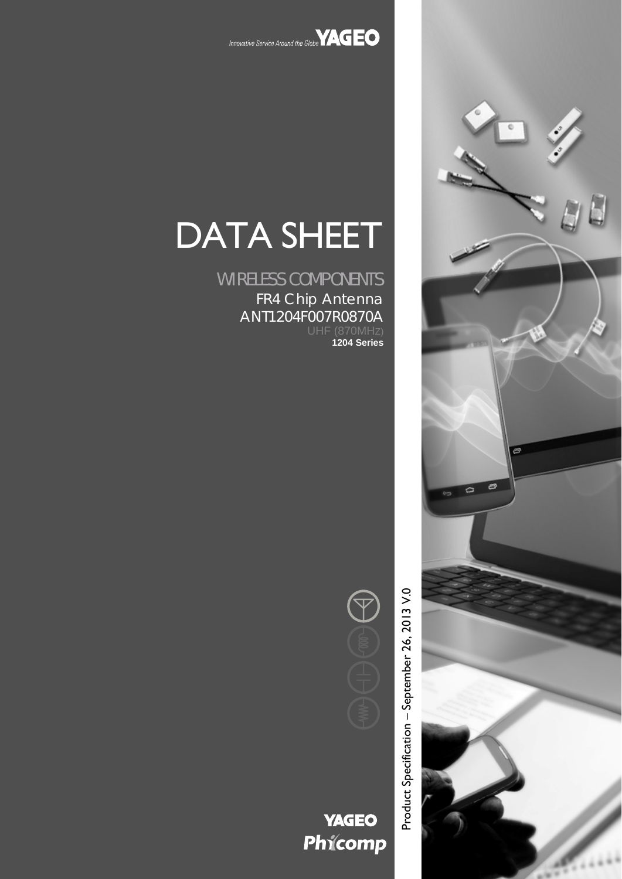Innovative Service Around the Globe YAGEO

# DATA SHEET

## WIRELESS COMPONENTS

FR4 Chip Antenna

ANT1204F007R0870A

UHF (870MHz)

**1204 Series**

Product Specification – September 26, 2013 V.0

YAGEO Phycomp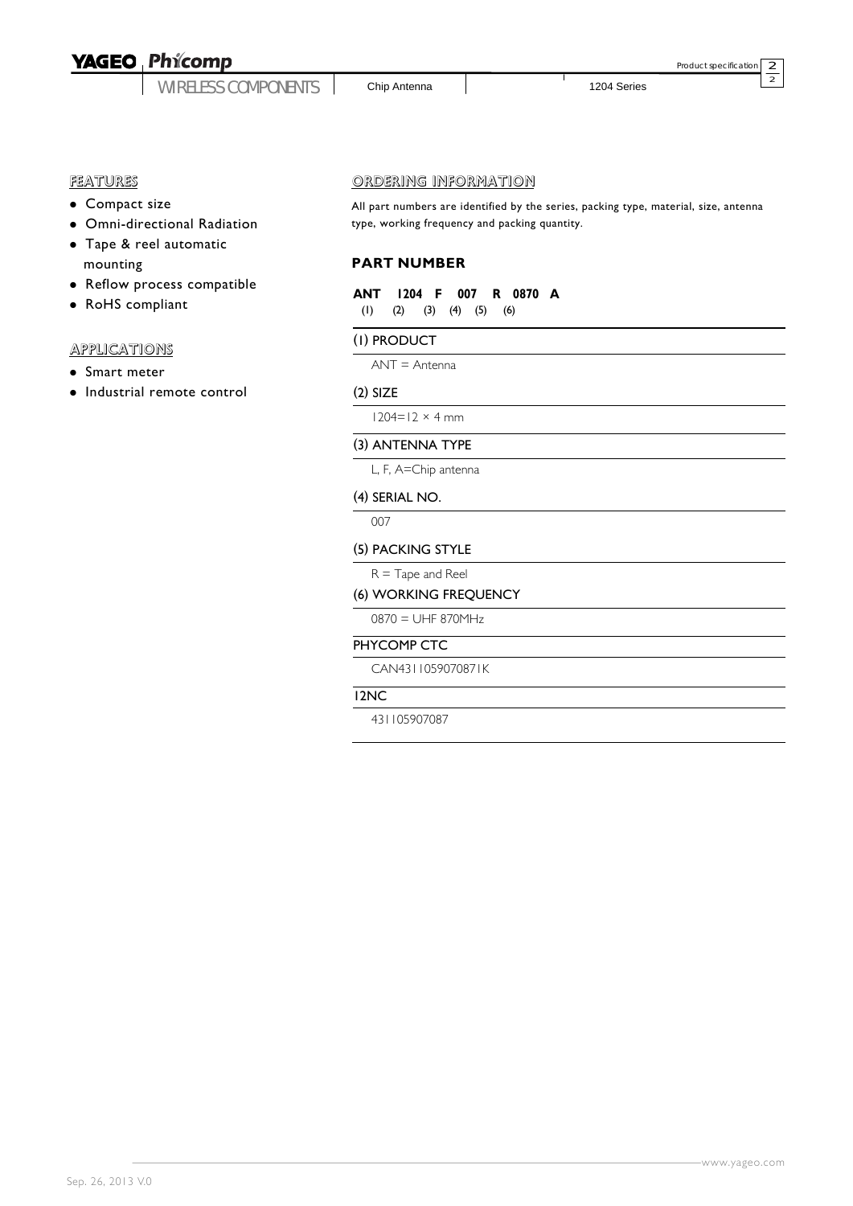## FEATURES

- Compact size
- Omni-directional Radiation
- Tape & reel automatic mounting
- Reflow process compatible
- RoHS compliant

## APPLICATIONS

- Smart meter
- Industrial remote control

## ORDERING INFORMATION

All part numbers are identified by the series, packing type, material, size, antenna type, working frequency and packing quantity.

### PART NUMBER

**ANT 1204 F 007 R 0870 A**
(1) (2) (3) (4) (5) (6)

**(1) PRODUCT**

ANT = Antenna

**(2) SIZE**

1204=12 × 4 mm

**(3) ANTENNA TYPE**

L, F, A=Chip antenna

**(4) SERIAL NO.**

007

**(5) PACKING STYLE**

R = Tape and Reel

**(6) WORKING FREQUENCY**

0870 = UHF 870MHz

**PHYCOMP CTC**

CAN431105907087IK

**12NC**

431105907087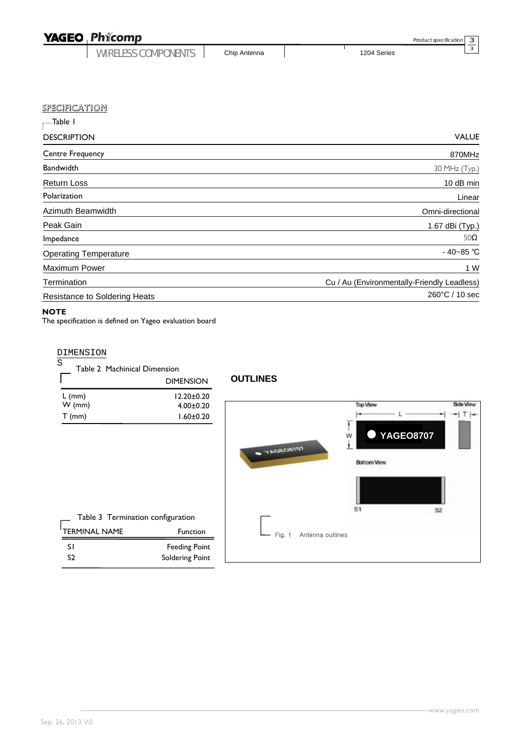## SPECIFICATION

Table 1

| DESCRIPTION | VALUE |
|---|---|
| Centre Frequency | 870MHz |
| Bandwidth | 30 MHz (Typ.) |
| Return Loss | 10 dB min |
| Polarization | Linear |
| Azimuth Beamwidth | Omni-directional |
| Peak Gain | 1.67 dBi (Typ.) |
| Impedance | 50Ω |
| Operating Temperature | - 40~85 ℃ |
| Maximum Power | 1 W |
| Termination | Cu / Au (Environmentally-Friendly Leadless) |
| Resistance to Soldering Heats | 260°C / 10 sec |

**NOTE**

The specification is defined on Yageo evaluation board

## DIMENSIONS

Table 2 Machinical Dimension

| | DIMENSION |
|---|---|
| L (mm) | 12.20±0.20 |
| W (mm) | 4.00±0.20 |
| T (mm) | 1.60±0.20 |

Table 3 Termination configuration

| TERMINAL NAME | Function |
|---|---|
| S1 | Feeding Point |
| S2 | Soldering Point |

## OUTLINES

Top View — Side View — Bottom View

L, W, T

YAGEO8707

S1 S2

Fig. 1 Antenna outlines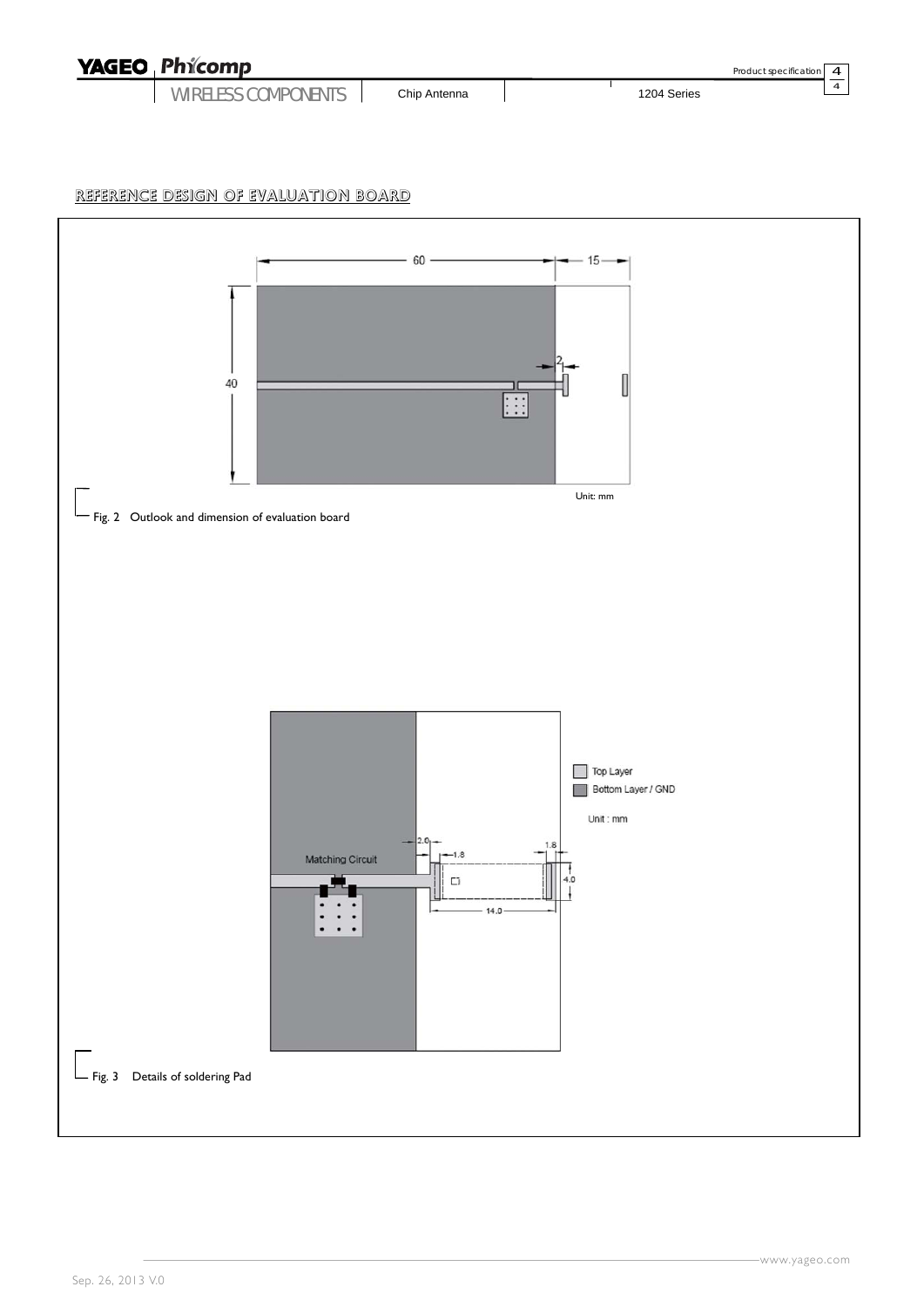## REFERENCE DESIGN OF EVALUATION BOARD

60

15

40

2

Unit: mm

Fig. 2 Outlook and dimension of evaluation board

Top Layer

Bottom Layer / GND

Unit : mm

Matching Circuit

2.0

1.8

1.8

4.0

14.0

Fig. 3 Details of soldering Pad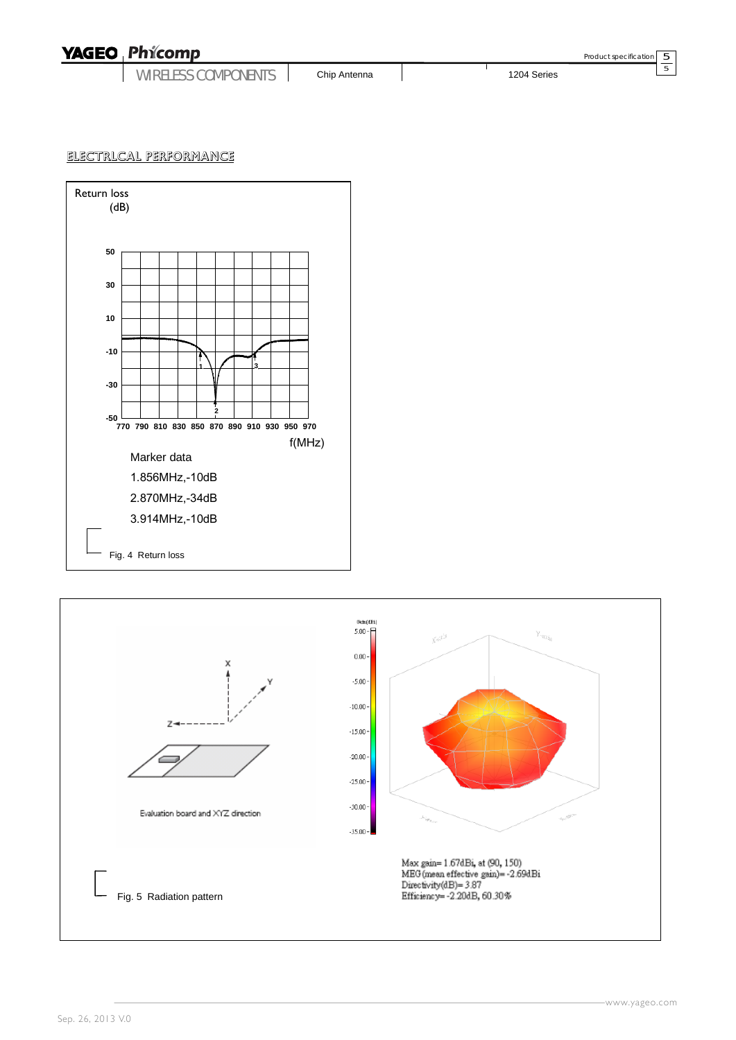## ELECTRLCAL PERFORMANCE

Return loss (dB)

f(MHz)

Marker data

1.856MHz,-10dB

2.870MHz,-34dB

3.914MHz,-10dB

Fig. 4 Return loss

Evaluation board and XYZ direction

Max gain= 1.67dBi, at (90, 150)

MEG (mean effective gain)= -2.69dBi

Directivity(dB)= 3.87

Efficiency= -2.20dB, 60.30%

Fig. 5 Radiation pattern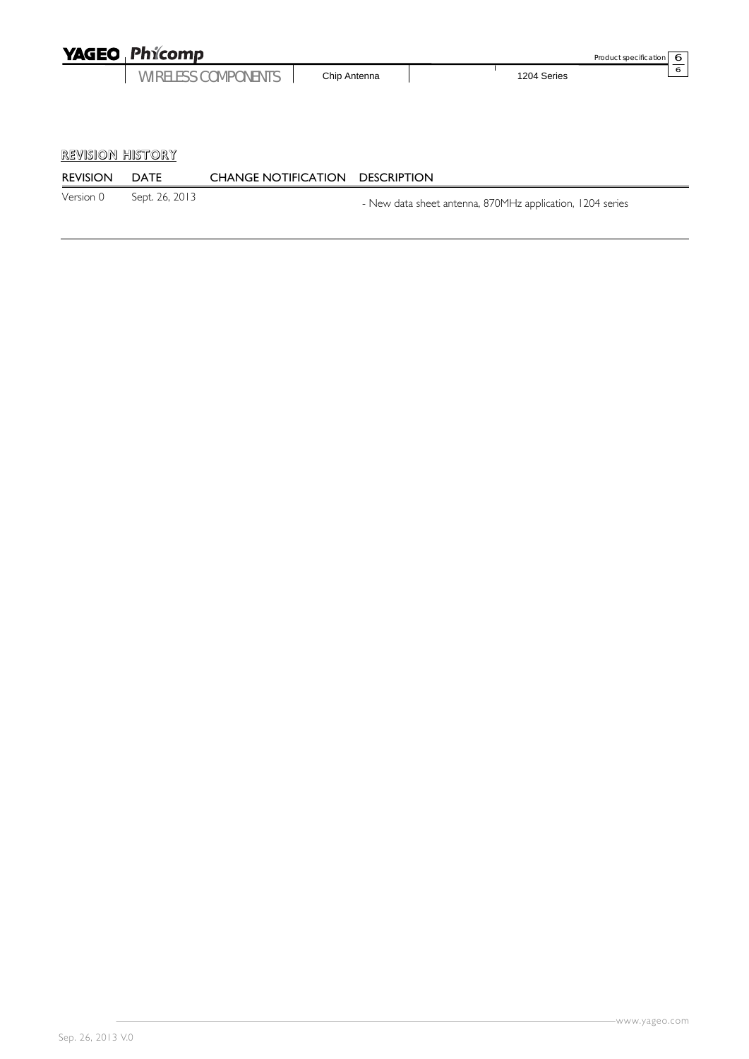## REVISION HISTORY

| REVISION | DATE | CHANGE NOTIFICATION | DESCRIPTION |
|---|---|---|---|
| Version 0 | Sept. 26, 2013 | | - New data sheet antenna, 870MHz application, 1204 series |